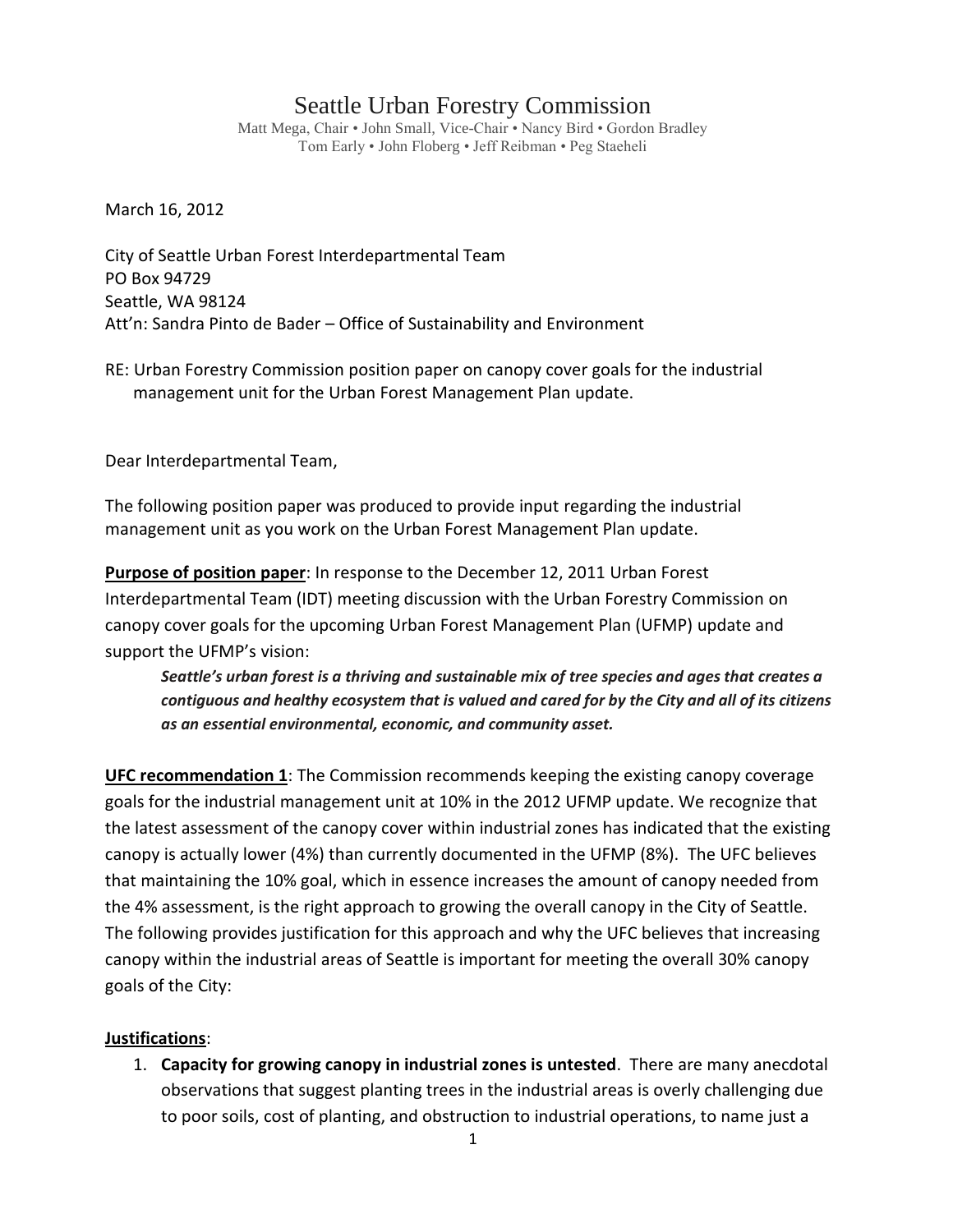# Seattle Urban Forestry Commission

Matt Mega, Chair • John Small, Vice-Chair • Nancy Bird • Gordon Bradley
Tom Early • John Floberg • Jeff Reibman • Peg Staeheli

March 16, 2012

City of Seattle Urban Forest Interdepartmental Team
PO Box 94729
Seattle, WA 98124
Att'n: Sandra Pinto de Bader – Office of Sustainability and Environment

RE: Urban Forestry Commission position paper on canopy cover goals for the industrial management unit for the Urban Forest Management Plan update.

Dear Interdepartmental Team,

The following position paper was produced to provide input regarding the industrial management unit as you work on the Urban Forest Management Plan update.

**Purpose of position paper**: In response to the December 12, 2011 Urban Forest Interdepartmental Team (IDT) meeting discussion with the Urban Forestry Commission on canopy cover goals for the upcoming Urban Forest Management Plan (UFMP) update and support the UFMP's vision:

> ***Seattle's urban forest is a thriving and sustainable mix of tree species and ages that creates a contiguous and healthy ecosystem that is valued and cared for by the City and all of its citizens as an essential environmental, economic, and community asset.***

**UFC recommendation 1**: The Commission recommends keeping the existing canopy coverage goals for the industrial management unit at 10% in the 2012 UFMP update. We recognize that the latest assessment of the canopy cover within industrial zones has indicated that the existing canopy is actually lower (4%) than currently documented in the UFMP (8%). The UFC believes that maintaining the 10% goal, which in essence increases the amount of canopy needed from the 4% assessment, is the right approach to growing the overall canopy in the City of Seattle. The following provides justification for this approach and why the UFC believes that increasing canopy within the industrial areas of Seattle is important for meeting the overall 30% canopy goals of the City:

**Justifications**:

1. **Capacity for growing canopy in industrial zones is untested**. There are many anecdotal observations that suggest planting trees in the industrial areas is overly challenging due to poor soils, cost of planting, and obstruction to industrial operations, to name just a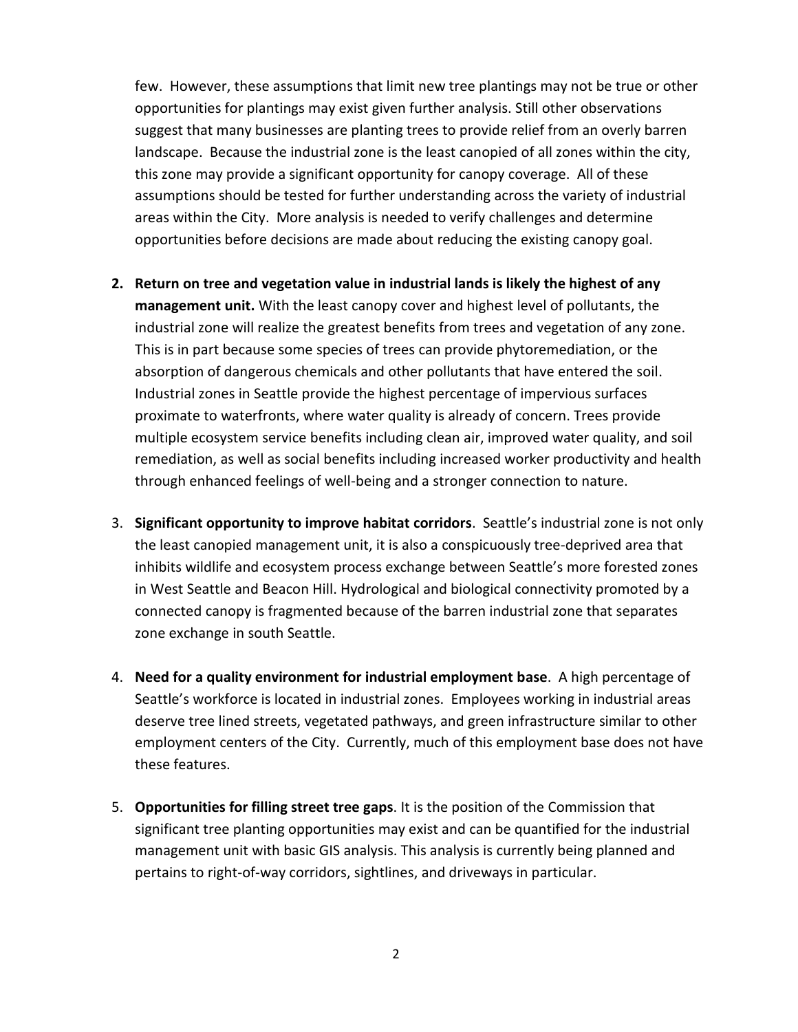few. However, these assumptions that limit new tree plantings may not be true or other opportunities for plantings may exist given further analysis. Still other observations suggest that many businesses are planting trees to provide relief from an overly barren landscape. Because the industrial zone is the least canopied of all zones within the city, this zone may provide a significant opportunity for canopy coverage. All of these assumptions should be tested for further understanding across the variety of industrial areas within the City. More analysis is needed to verify challenges and determine opportunities before decisions are made about reducing the existing canopy goal.

2. **Return on tree and vegetation value in industrial lands is likely the highest of any management unit.** With the least canopy cover and highest level of pollutants, the industrial zone will realize the greatest benefits from trees and vegetation of any zone. This is in part because some species of trees can provide phytoremediation, or the absorption of dangerous chemicals and other pollutants that have entered the soil. Industrial zones in Seattle provide the highest percentage of impervious surfaces proximate to waterfronts, where water quality is already of concern. Trees provide multiple ecosystem service benefits including clean air, improved water quality, and soil remediation, as well as social benefits including increased worker productivity and health through enhanced feelings of well-being and a stronger connection to nature.

3. **Significant opportunity to improve habitat corridors**. Seattle's industrial zone is not only the least canopied management unit, it is also a conspicuously tree-deprived area that inhibits wildlife and ecosystem process exchange between Seattle's more forested zones in West Seattle and Beacon Hill. Hydrological and biological connectivity promoted by a connected canopy is fragmented because of the barren industrial zone that separates zone exchange in south Seattle.

4. **Need for a quality environment for industrial employment base**. A high percentage of Seattle's workforce is located in industrial zones. Employees working in industrial areas deserve tree lined streets, vegetated pathways, and green infrastructure similar to other employment centers of the City. Currently, much of this employment base does not have these features.

5. **Opportunities for filling street tree gaps**. It is the position of the Commission that significant tree planting opportunities may exist and can be quantified for the industrial management unit with basic GIS analysis. This analysis is currently being planned and pertains to right-of-way corridors, sightlines, and driveways in particular.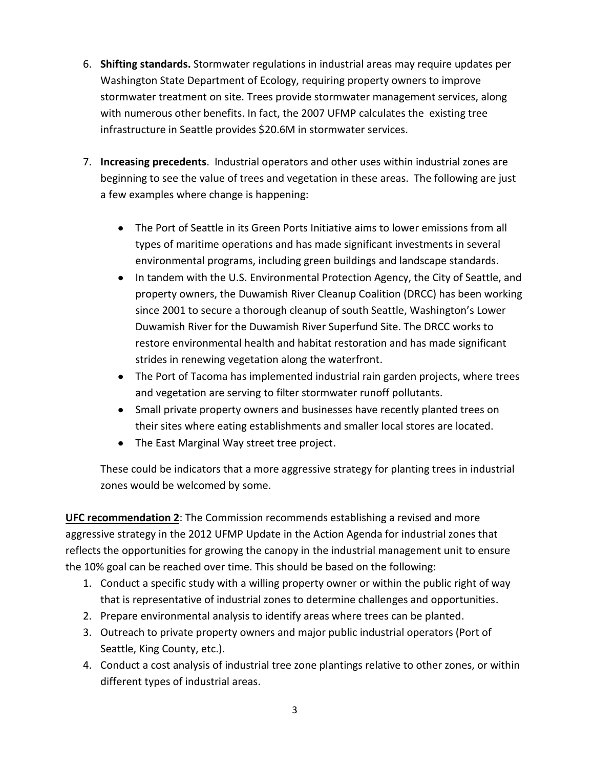6. **Shifting standards.** Stormwater regulations in industrial areas may require updates per Washington State Department of Ecology, requiring property owners to improve stormwater treatment on site. Trees provide stormwater management services, along with numerous other benefits. In fact, the 2007 UFMP calculates the existing tree infrastructure in Seattle provides $20.6M in stormwater services.

7. **Increasing precedents**. Industrial operators and other uses within industrial zones are beginning to see the value of trees and vegetation in these areas. The following are just a few examples where change is happening:

   - The Port of Seattle in its Green Ports Initiative aims to lower emissions from all types of maritime operations and has made significant investments in several environmental programs, including green buildings and landscape standards.
   - In tandem with the U.S. Environmental Protection Agency, the City of Seattle, and property owners, the Duwamish River Cleanup Coalition (DRCC) has been working since 2001 to secure a thorough cleanup of south Seattle, Washington's Lower Duwamish River for the Duwamish River Superfund Site. The DRCC works to restore environmental health and habitat restoration and has made significant strides in renewing vegetation along the waterfront.
   - The Port of Tacoma has implemented industrial rain garden projects, where trees and vegetation are serving to filter stormwater runoff pollutants.
   - Small private property owners and businesses have recently planted trees on their sites where eating establishments and smaller local stores are located.
   - The East Marginal Way street tree project.

   These could be indicators that a more aggressive strategy for planting trees in industrial zones would be welcomed by some.

**UFC recommendation 2**: The Commission recommends establishing a revised and more aggressive strategy in the 2012 UFMP Update in the Action Agenda for industrial zones that reflects the opportunities for growing the canopy in the industrial management unit to ensure the 10% goal can be reached over time. This should be based on the following:

1. Conduct a specific study with a willing property owner or within the public right of way that is representative of industrial zones to determine challenges and opportunities.
2. Prepare environmental analysis to identify areas where trees can be planted.
3. Outreach to private property owners and major public industrial operators (Port of Seattle, King County, etc.).
4. Conduct a cost analysis of industrial tree zone plantings relative to other zones, or within different types of industrial areas.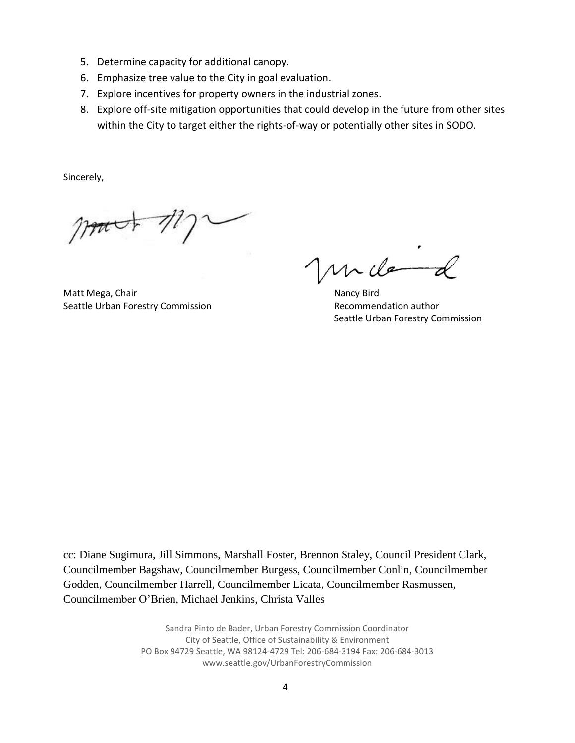5. Determine capacity for additional canopy.
6. Emphasize tree value to the City in goal evaluation.
7. Explore incentives for property owners in the industrial zones.
8. Explore off-site mitigation opportunities that could develop in the future from other sites within the City to target either the rights-of-way or potentially other sites in SODO.

Sincerely,

Matt Mega, Chair
Seattle Urban Forestry Commission

Nancy Bird
Recommendation author
Seattle Urban Forestry Commission

cc: Diane Sugimura, Jill Simmons, Marshall Foster, Brennon Staley, Council President Clark, Councilmember Bagshaw, Councilmember Burgess, Councilmember Conlin, Councilmember Godden, Councilmember Harrell, Councilmember Licata, Councilmember Rasmussen, Councilmember O'Brien, Michael Jenkins, Christa Valles

Sandra Pinto de Bader, Urban Forestry Commission Coordinator
City of Seattle, Office of Sustainability & Environment
PO Box 94729 Seattle, WA 98124-4729 Tel: 206-684-3194 Fax: 206-684-3013
www.seattle.gov/UrbanForestryCommission